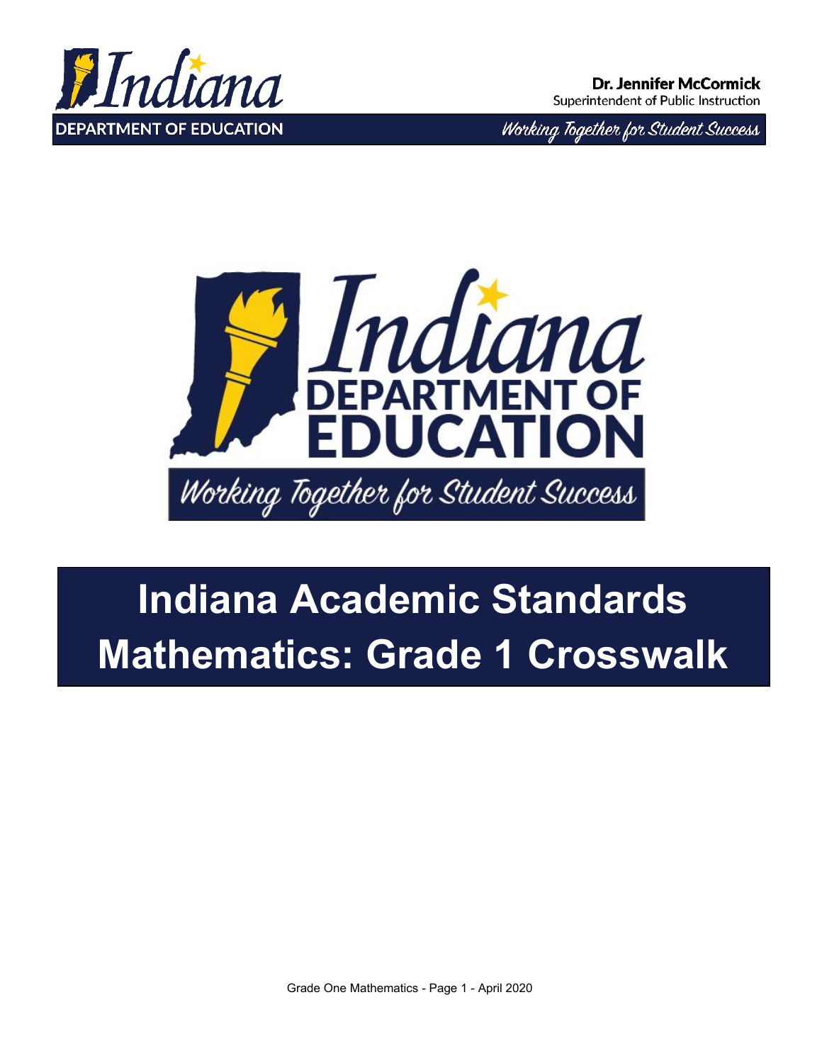Dr. Jennifer McCormick
Superintendent of Public Instruction

Indiana DEPARTMENT OF EDUCATION

*Working Together for Student Success*

# Indiana Academic Standards Mathematics: Grade 1 Crosswalk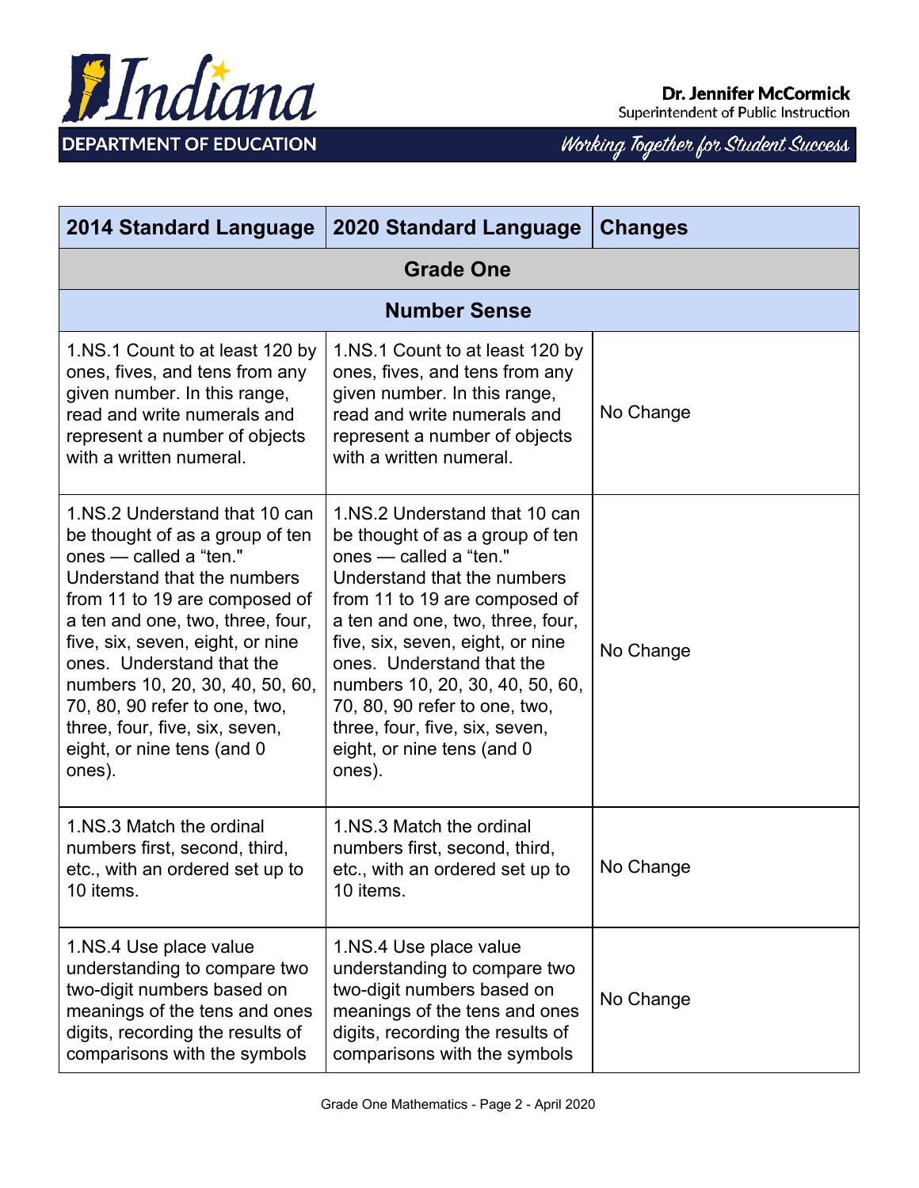| 2014 Standard Language | 2020 Standard Language | Changes |
|---|---|---|
| **Grade One** | | |
| **Number Sense** | | |
| 1.NS.1 Count to at least 120 by ones, fives, and tens from any given number. In this range, read and write numerals and represent a number of objects with a written numeral. | 1.NS.1 Count to at least 120 by ones, fives, and tens from any given number. In this range, read and write numerals and represent a number of objects with a written numeral. | No Change |
| 1.NS.2 Understand that 10 can be thought of as a group of ten ones — called a “ten." Understand that the numbers from 11 to 19 are composed of a ten and one, two, three, four, five, six, seven, eight, or nine ones. Understand that the numbers 10, 20, 30, 40, 50, 60, 70, 80, 90 refer to one, two, three, four, five, six, seven, eight, or nine tens (and 0 ones). | 1.NS.2 Understand that 10 can be thought of as a group of ten ones — called a “ten." Understand that the numbers from 11 to 19 are composed of a ten and one, two, three, four, five, six, seven, eight, or nine ones. Understand that the numbers 10, 20, 30, 40, 50, 60, 70, 80, 90 refer to one, two, three, four, five, six, seven, eight, or nine tens (and 0 ones). | No Change |
| 1.NS.3 Match the ordinal numbers first, second, third, etc., with an ordered set up to 10 items. | 1.NS.3 Match the ordinal numbers first, second, third, etc., with an ordered set up to 10 items. | No Change |
| 1.NS.4 Use place value understanding to compare two two-digit numbers based on meanings of the tens and ones digits, recording the results of comparisons with the symbols | 1.NS.4 Use place value understanding to compare two two-digit numbers based on meanings of the tens and ones digits, recording the results of comparisons with the symbols | No Change |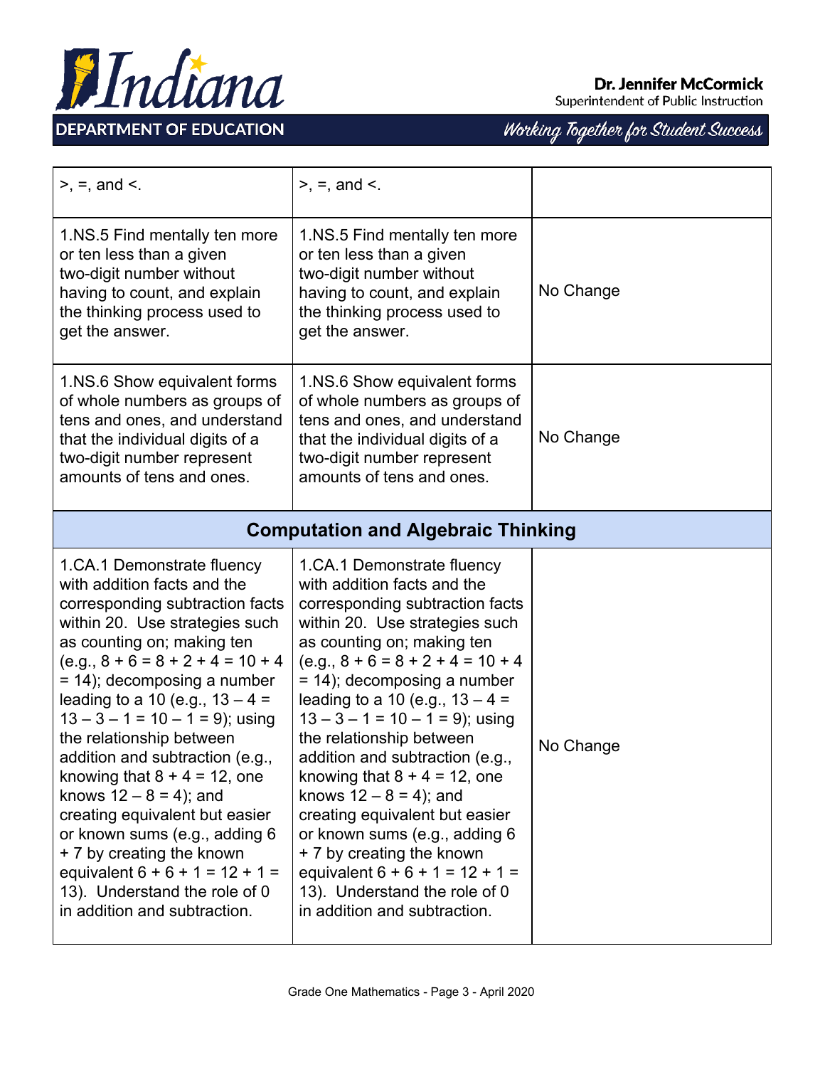| | | |
|---|---|---|
| >, =, and <. | >, =, and <. | |
| 1.NS.5 Find mentally ten more or ten less than a given two-digit number without having to count, and explain the thinking process used to get the answer. | 1.NS.5 Find mentally ten more or ten less than a given two-digit number without having to count, and explain the thinking process used to get the answer. | No Change |
| 1.NS.6 Show equivalent forms of whole numbers as groups of tens and ones, and understand that the individual digits of a two-digit number represent amounts of tens and ones. | 1.NS.6 Show equivalent forms of whole numbers as groups of tens and ones, and understand that the individual digits of a two-digit number represent amounts of tens and ones. | No Change |
| **Computation and Algebraic Thinking** | | |
| 1.CA.1 Demonstrate fluency with addition facts and the corresponding subtraction facts within 20. Use strategies such as counting on; making ten (e.g., $8 + 6 = 8 + 2 + 4 = 10 + 4 = 14$); decomposing a number leading to a 10 (e.g., $13 – 4 = 13 – 3 – 1 = 10 – 1 = 9$); using the relationship between addition and subtraction (e.g., knowing that $8 + 4 = 12$, one knows $12 – 8 = 4$); and creating equivalent but easier or known sums (e.g., adding 6 + 7 by creating the known equivalent $6 + 6 + 1 = 12 + 1 = 13$). Understand the role of 0 in addition and subtraction. | 1.CA.1 Demonstrate fluency with addition facts and the corresponding subtraction facts within 20. Use strategies such as counting on; making ten (e.g., $8 + 6 = 8 + 2 + 4 = 10 + 4 = 14$); decomposing a number leading to a 10 (e.g., $13 – 4 = 13 – 3 – 1 = 10 – 1 = 9$); using the relationship between addition and subtraction (e.g., knowing that $8 + 4 = 12$, one knows $12 – 8 = 4$); and creating equivalent but easier or known sums (e.g., adding 6 + 7 by creating the known equivalent $6 + 6 + 1 = 12 + 1 = 13$). Understand the role of 0 in addition and subtraction. | No Change |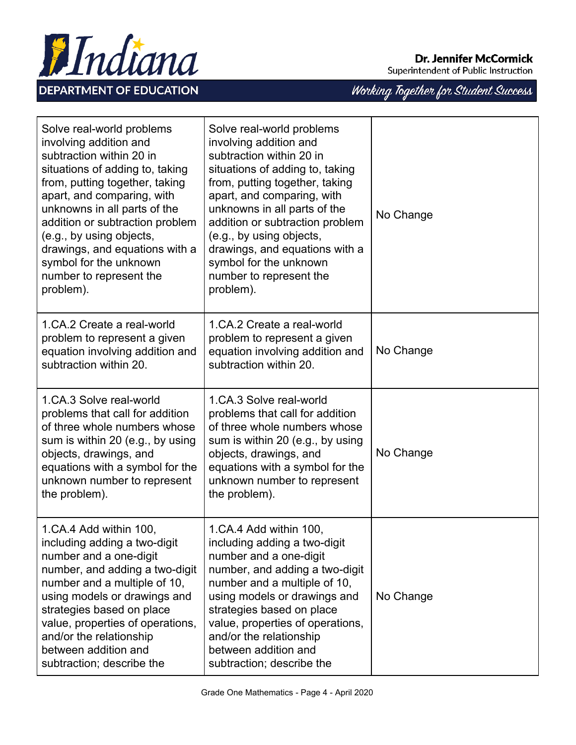| | | |
|---|---|---|
| Solve real-world problems involving addition and subtraction within 20 in situations of adding to, taking from, putting together, taking apart, and comparing, with unknowns in all parts of the addition or subtraction problem (e.g., by using objects, drawings, and equations with a symbol for the unknown number to represent the problem). | Solve real-world problems involving addition and subtraction within 20 in situations of adding to, taking from, putting together, taking apart, and comparing, with unknowns in all parts of the addition or subtraction problem (e.g., by using objects, drawings, and equations with a symbol for the unknown number to represent the problem). | No Change |
| 1.CA.2 Create a real-world problem to represent a given equation involving addition and subtraction within 20. | 1.CA.2 Create a real-world problem to represent a given equation involving addition and subtraction within 20. | No Change |
| 1.CA.3 Solve real-world problems that call for addition of three whole numbers whose sum is within 20 (e.g., by using objects, drawings, and equations with a symbol for the unknown number to represent the problem). | 1.CA.3 Solve real-world problems that call for addition of three whole numbers whose sum is within 20 (e.g., by using objects, drawings, and equations with a symbol for the unknown number to represent the problem). | No Change |
| 1.CA.4 Add within 100, including adding a two-digit number and a one-digit number, and adding a two-digit number and a multiple of 10, using models or drawings and strategies based on place value, properties of operations, and/or the relationship between addition and subtraction; describe the | 1.CA.4 Add within 100, including adding a two-digit number and a one-digit number, and adding a two-digit number and a multiple of 10, using models or drawings and strategies based on place value, properties of operations, and/or the relationship between addition and subtraction; describe the | No Change |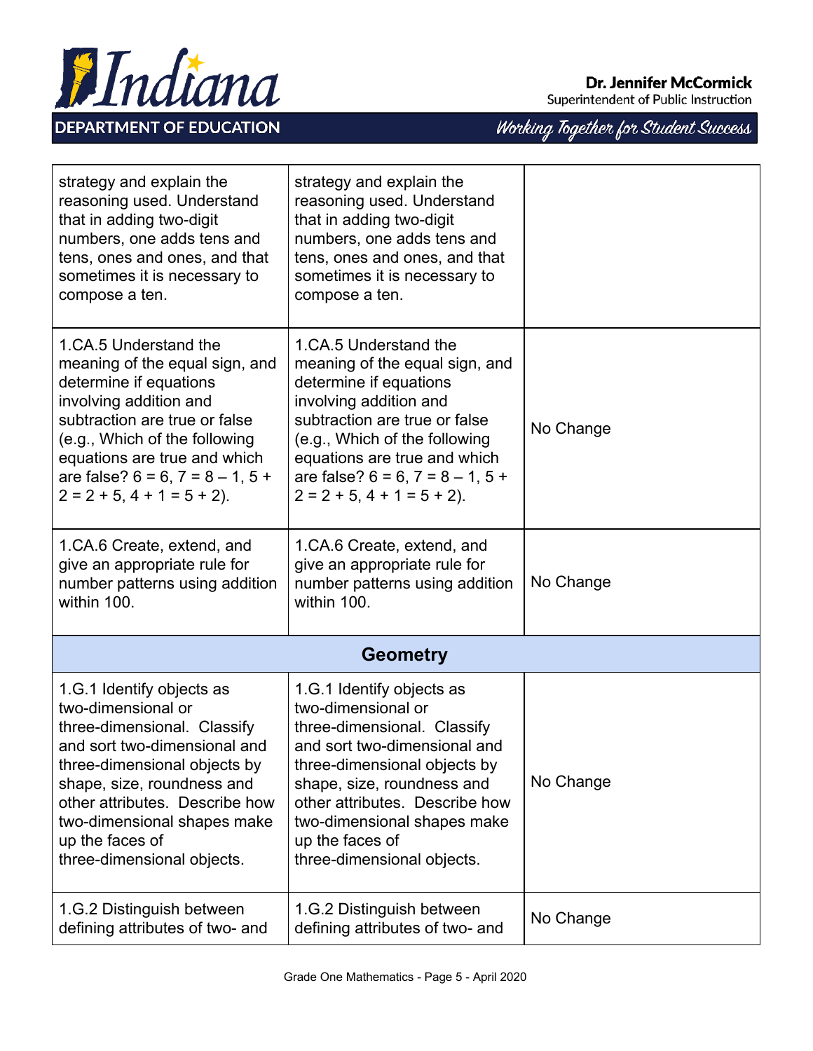| | | |
|---|---|---|
| strategy and explain the reasoning used. Understand that in adding two-digit numbers, one adds tens and tens, ones and ones, and that sometimes it is necessary to compose a ten. | strategy and explain the reasoning used. Understand that in adding two-digit numbers, one adds tens and tens, ones and ones, and that sometimes it is necessary to compose a ten. | |
| 1.CA.5 Understand the meaning of the equal sign, and determine if equations involving addition and subtraction are true or false (e.g., Which of the following equations are true and which are false? 6 = 6, 7 = 8 – 1, 5 + 2 = 2 + 5, 4 + 1 = 5 + 2). | 1.CA.5 Understand the meaning of the equal sign, and determine if equations involving addition and subtraction are true or false (e.g., Which of the following equations are true and which are false? 6 = 6, 7 = 8 – 1, 5 + 2 = 2 + 5, 4 + 1 = 5 + 2). | No Change |
| 1.CA.6 Create, extend, and give an appropriate rule for number patterns using addition within 100. | 1.CA.6 Create, extend, and give an appropriate rule for number patterns using addition within 100. | No Change |
| **Geometry** | | |
| 1.G.1 Identify objects as two-dimensional or three-dimensional. Classify and sort two-dimensional and three-dimensional objects by shape, size, roundness and other attributes. Describe how two-dimensional shapes make up the faces of three-dimensional objects. | 1.G.1 Identify objects as two-dimensional or three-dimensional. Classify and sort two-dimensional and three-dimensional objects by shape, size, roundness and other attributes. Describe how two-dimensional shapes make up the faces of three-dimensional objects. | No Change |
| 1.G.2 Distinguish between defining attributes of two- and | 1.G.2 Distinguish between defining attributes of two- and | No Change |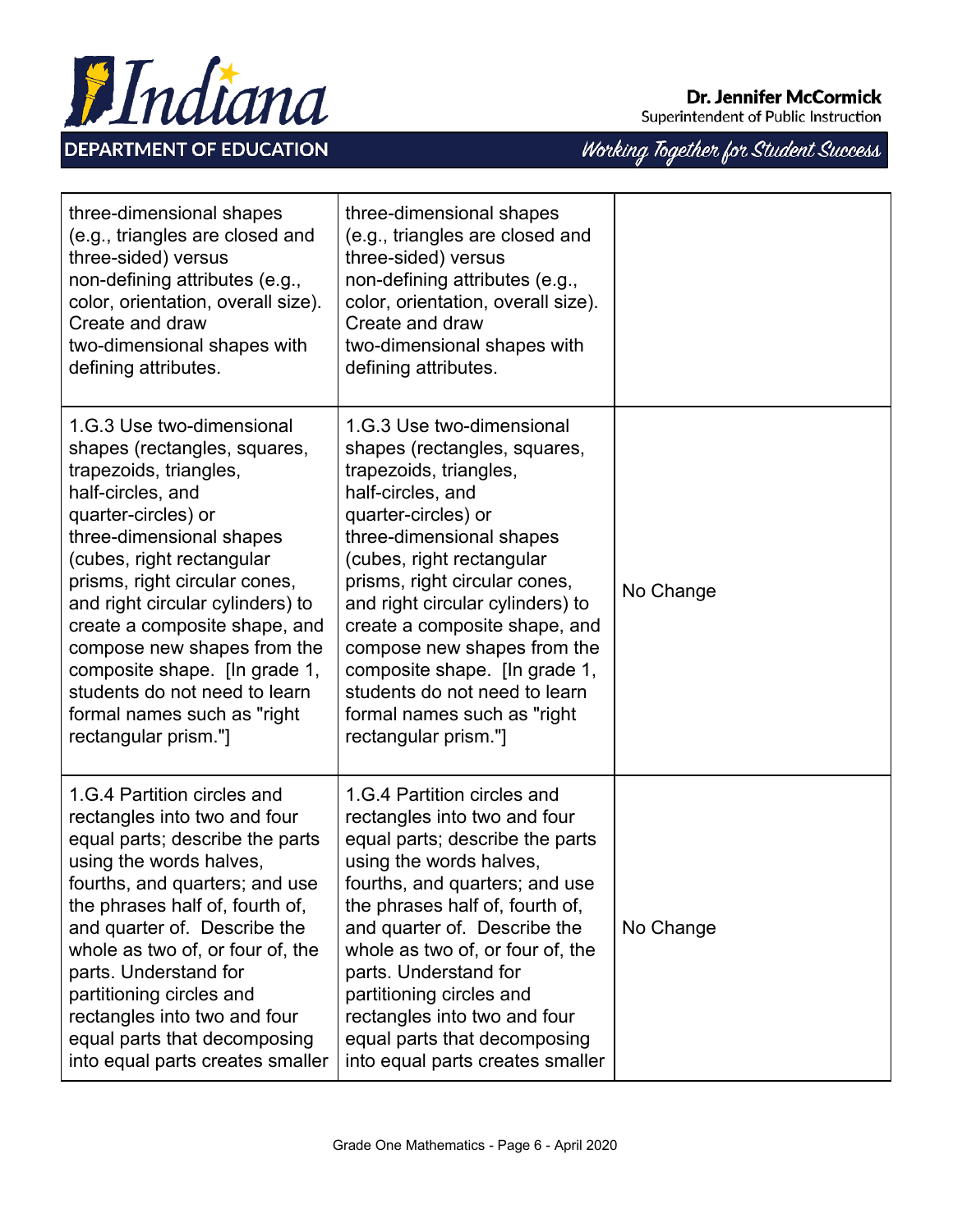| | | |
|---|---|---|
| three-dimensional shapes (e.g., triangles are closed and three-sided) versus non-defining attributes (e.g., color, orientation, overall size). Create and draw two-dimensional shapes with defining attributes. | three-dimensional shapes (e.g., triangles are closed and three-sided) versus non-defining attributes (e.g., color, orientation, overall size). Create and draw two-dimensional shapes with defining attributes. | |
| 1.G.3 Use two-dimensional shapes (rectangles, squares, trapezoids, triangles, half-circles, and quarter-circles) or three-dimensional shapes (cubes, right rectangular prisms, right circular cones, and right circular cylinders) to create a composite shape, and compose new shapes from the composite shape. [In grade 1, students do not need to learn formal names such as "right rectangular prism."] | 1.G.3 Use two-dimensional shapes (rectangles, squares, trapezoids, triangles, half-circles, and quarter-circles) or three-dimensional shapes (cubes, right rectangular prisms, right circular cones, and right circular cylinders) to create a composite shape, and compose new shapes from the composite shape. [In grade 1, students do not need to learn formal names such as "right rectangular prism."] | No Change |
| 1.G.4 Partition circles and rectangles into two and four equal parts; describe the parts using the words halves, fourths, and quarters; and use the phrases half of, fourth of, and quarter of. Describe the whole as two of, or four of, the parts. Understand for partitioning circles and rectangles into two and four equal parts that decomposing into equal parts creates smaller | 1.G.4 Partition circles and rectangles into two and four equal parts; describe the parts using the words halves, fourths, and quarters; and use the phrases half of, fourth of, and quarter of. Describe the whole as two of, or four of, the parts. Understand for partitioning circles and rectangles into two and four equal parts that decomposing into equal parts creates smaller | No Change |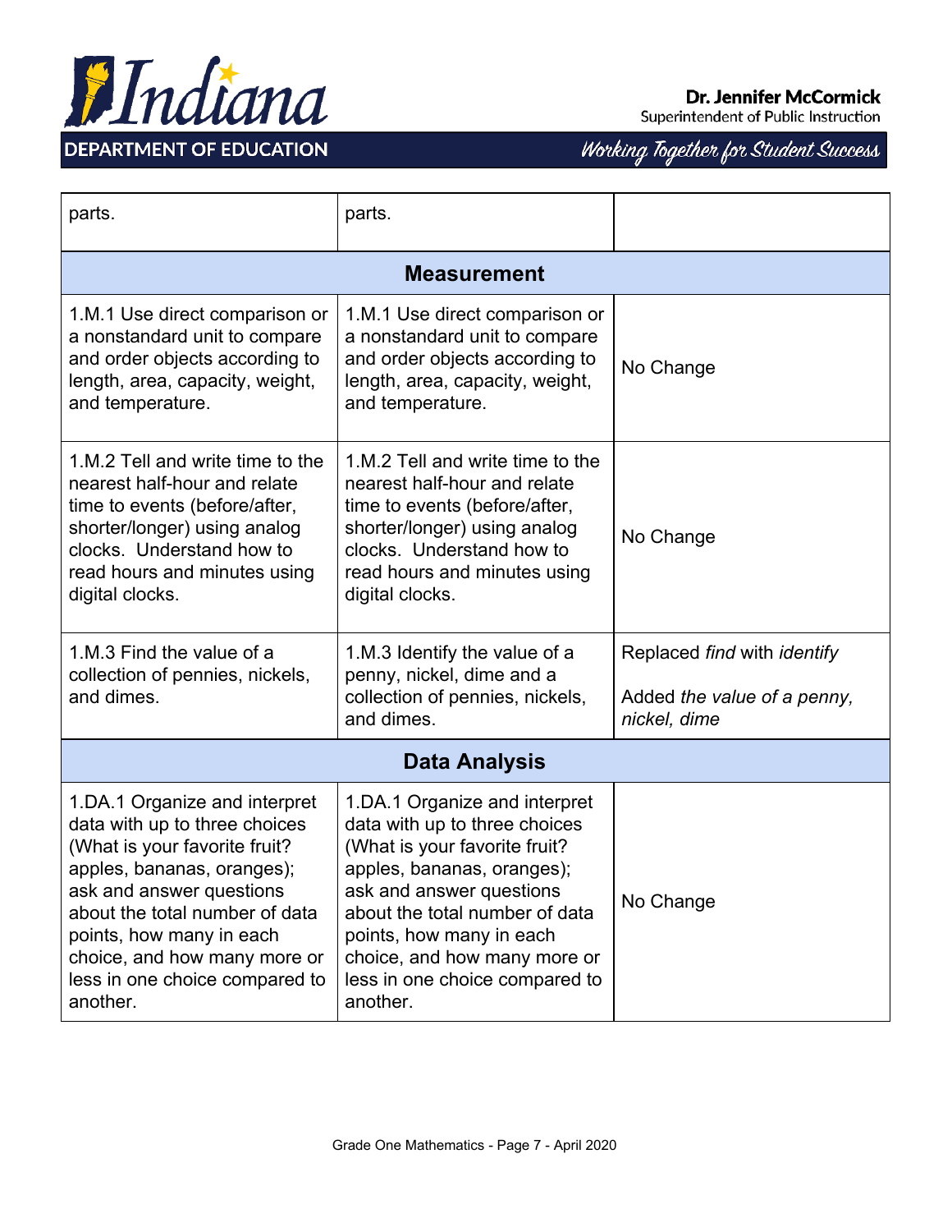| | | |
|---|---|---|
| parts. | parts. | |
| **Measurement** | | |
| 1.M.1 Use direct comparison or a nonstandard unit to compare and order objects according to length, area, capacity, weight, and temperature. | 1.M.1 Use direct comparison or a nonstandard unit to compare and order objects according to length, area, capacity, weight, and temperature. | No Change |
| 1.M.2 Tell and write time to the nearest half-hour and relate time to events (before/after, shorter/longer) using analog clocks. Understand how to read hours and minutes using digital clocks. | 1.M.2 Tell and write time to the nearest half-hour and relate time to events (before/after, shorter/longer) using analog clocks. Understand how to read hours and minutes using digital clocks. | No Change |
| 1.M.3 Find the value of a collection of pennies, nickels, and dimes. | 1.M.3 Identify the value of a penny, nickel, dime and a collection of pennies, nickels, and dimes. | Replaced *find* with *identify*<br><br>Added *the value of a penny, nickel, dime* |
| **Data Analysis** | | |
| 1.DA.1 Organize and interpret data with up to three choices (What is your favorite fruit? apples, bananas, oranges); ask and answer questions about the total number of data points, how many in each choice, and how many more or less in one choice compared to another. | 1.DA.1 Organize and interpret data with up to three choices (What is your favorite fruit? apples, bananas, oranges); ask and answer questions about the total number of data points, how many in each choice, and how many more or less in one choice compared to another. | No Change |